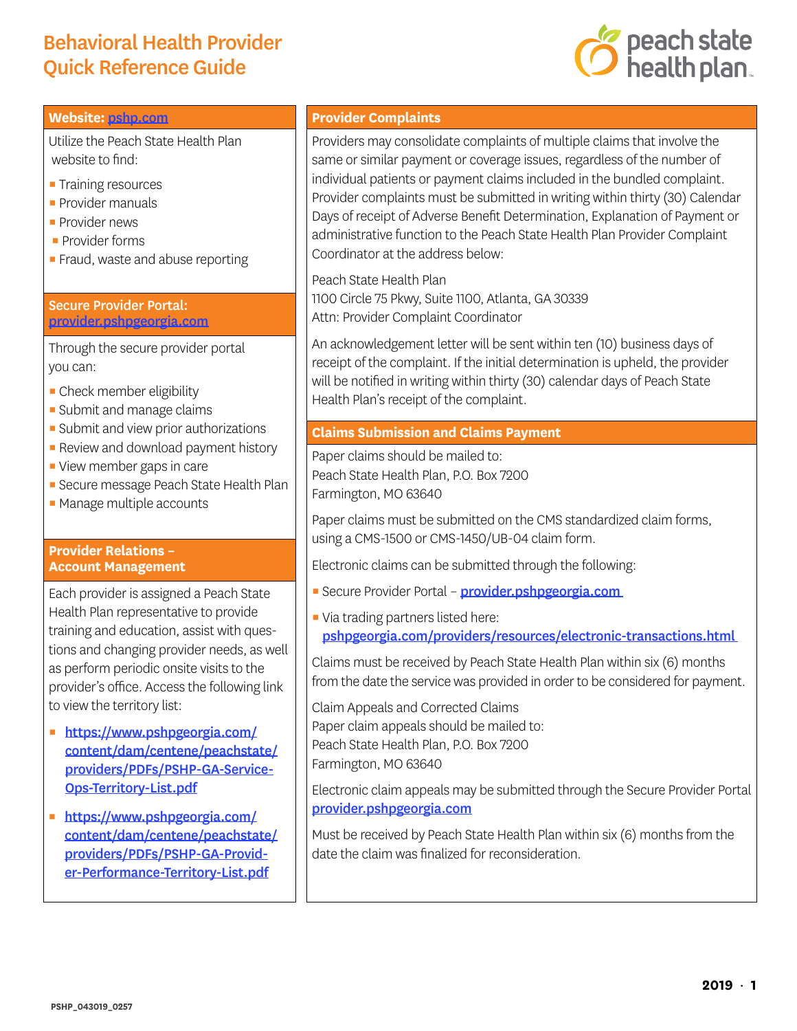# Behavioral Health Provider Quick Reference Guide

## Website: pshp.com

Utilize the Peach State Health Plan website to find:

- Training resources
- Provider manuals
- Provider news
- Provider forms
- Fraud, waste and abuse reporting

## Secure Provider Portal: provider.pshpgeorgia.com

Through the secure provider portal you can:

- Check member eligibility
- Submit and manage claims
- Submit and view prior authorizations
- Review and download payment history
- View member gaps in care
- Secure message Peach State Health Plan
- Manage multiple accounts

## Provider Relations – Account Management

Each provider is assigned a Peach State Health Plan representative to provide training and education, assist with questions and changing provider needs, as well as perform periodic onsite visits to the provider's office. Access the following link to view the territory list:

- https://www.pshpgeorgia.com/content/dam/centene/peachstate/providers/PDFs/PSHP-GA-Service-Ops-Territory-List.pdf
- https://www.pshpgeorgia.com/content/dam/centene/peachstate/providers/PDFs/PSHP-GA-Provider-Performance-Territory-List.pdf

## Provider Complaints

Providers may consolidate complaints of multiple claims that involve the same or similar payment or coverage issues, regardless of the number of individual patients or payment claims included in the bundled complaint. Provider complaints must be submitted in writing within thirty (30) Calendar Days of receipt of Adverse Benefit Determination, Explanation of Payment or administrative function to the Peach State Health Plan Provider Complaint Coordinator at the address below:

Peach State Health Plan
1100 Circle 75 Pkwy, Suite 1100, Atlanta, GA 30339
Attn: Provider Complaint Coordinator

An acknowledgement letter will be sent within ten (10) business days of receipt of the complaint. If the initial determination is upheld, the provider will be notified in writing within thirty (30) calendar days of Peach State Health Plan's receipt of the complaint.

## Claims Submission and Claims Payment

Paper claims should be mailed to:
Peach State Health Plan, P.O. Box 7200
Farmington, MO 63640

Paper claims must be submitted on the CMS standardized claim forms, using a CMS-1500 or CMS-1450/UB-04 claim form.

Electronic claims can be submitted through the following:

- Secure Provider Portal – provider.pshpgeorgia.com
- Via trading partners listed here: pshpgeorgia.com/providers/resources/electronic-transactions.html

Claims must be received by Peach State Health Plan within six (6) months from the date the service was provided in order to be considered for payment.

Claim Appeals and Corrected Claims
Paper claim appeals should be mailed to:
Peach State Health Plan, P.O. Box 7200
Farmington, MO 63640

Electronic claim appeals may be submitted through the Secure Provider Portal provider.pshpgeorgia.com

Must be received by Peach State Health Plan within six (6) months from the date the claim was finalized for reconsideration.

PSHP_043019_0257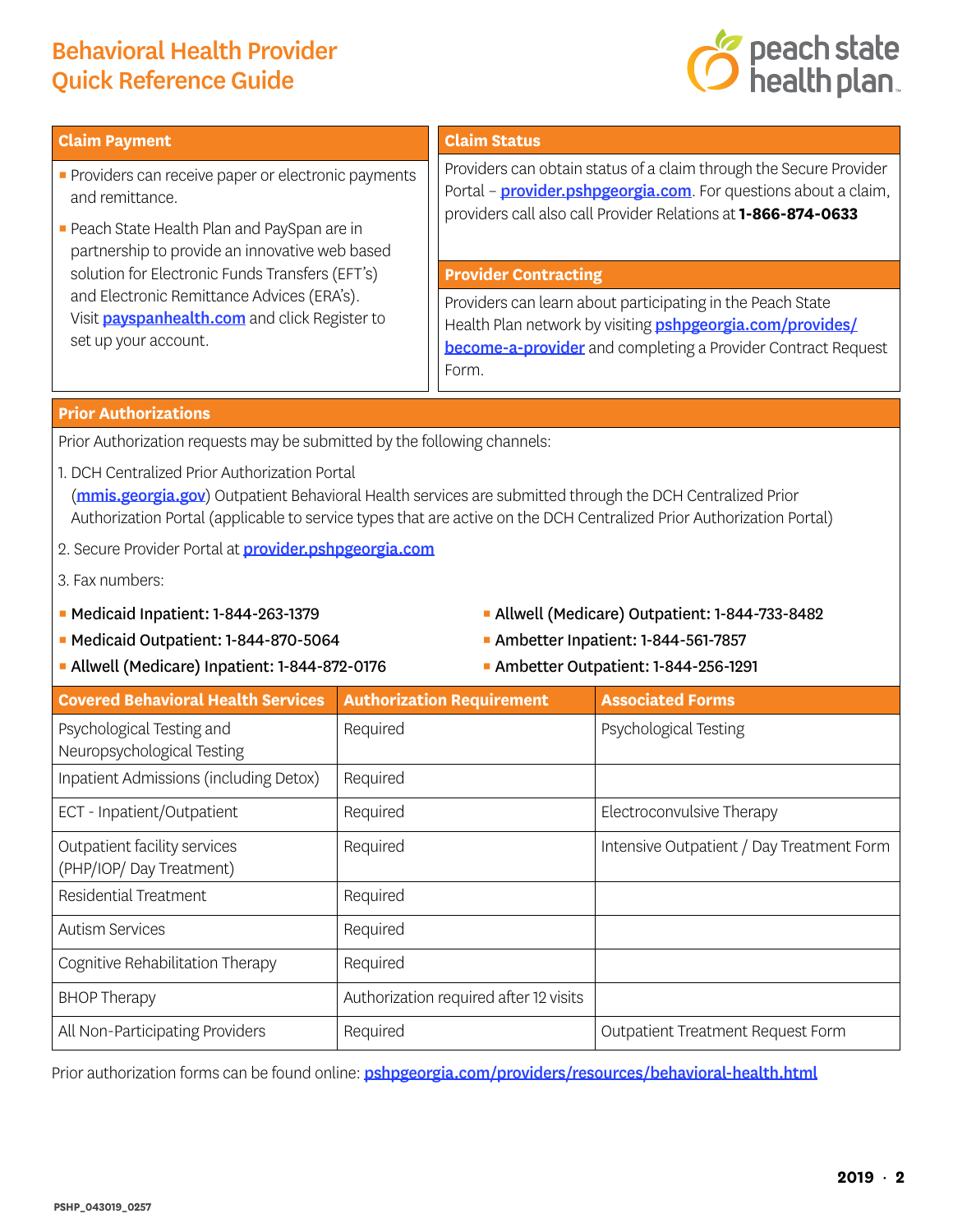# Behavioral Health Provider Quick Reference Guide

## Claim Payment

- Providers can receive paper or electronic payments and remittance.
- Peach State Health Plan and PaySpan are in partnership to provide an innovative web based solution for Electronic Funds Transfers (EFT's) and Electronic Remittance Advices (ERA's). Visit **payspanhealth.com** and click Register to set up your account.

## Claim Status

Providers can obtain status of a claim through the Secure Provider Portal – **provider.pshpgeorgia.com**. For questions about a claim, providers call also call Provider Relations at **1-866-874-0633**

## Provider Contracting

Providers can learn about participating in the Peach State Health Plan network by visiting **pshpgeorgia.com/provides/become-a-provider** and completing a Provider Contract Request Form.

## Prior Authorizations

Prior Authorization requests may be submitted by the following channels:

1. DCH Centralized Prior Authorization Portal (**mmis.georgia.gov**) Outpatient Behavioral Health services are submitted through the DCH Centralized Prior Authorization Portal (applicable to service types that are active on the DCH Centralized Prior Authorization Portal)
2. Secure Provider Portal at **provider.pshpgeorgia.com**
3. Fax numbers:

- Medicaid Inpatient: 1-844-263-1379
- Medicaid Outpatient: 1-844-870-5064
- Allwell (Medicare) Inpatient: 1-844-872-0176
- Allwell (Medicare) Outpatient: 1-844-733-8482
- Ambetter Inpatient: 1-844-561-7857
- Ambetter Outpatient: 1-844-256-1291

| Covered Behavioral Health Services | Authorization Requirement | Associated Forms |
|---|---|---|
| Psychological Testing and Neuropsychological Testing | Required | Psychological Testing |
| Inpatient Admissions (including Detox) | Required | |
| ECT - Inpatient/Outpatient | Required | Electroconvulsive Therapy |
| Outpatient facility services (PHP/IOP/ Day Treatment) | Required | Intensive Outpatient / Day Treatment Form |
| Residential Treatment | Required | |
| Autism Services | Required | |
| Cognitive Rehabilitation Therapy | Required | |
| BHOP Therapy | Authorization required after 12 visits | |
| All Non-Participating Providers | Required | Outpatient Treatment Request Form |

Prior authorization forms can be found online: **pshpgeorgia.com/providers/resources/behavioral-health.html**

PSHP_043019_0257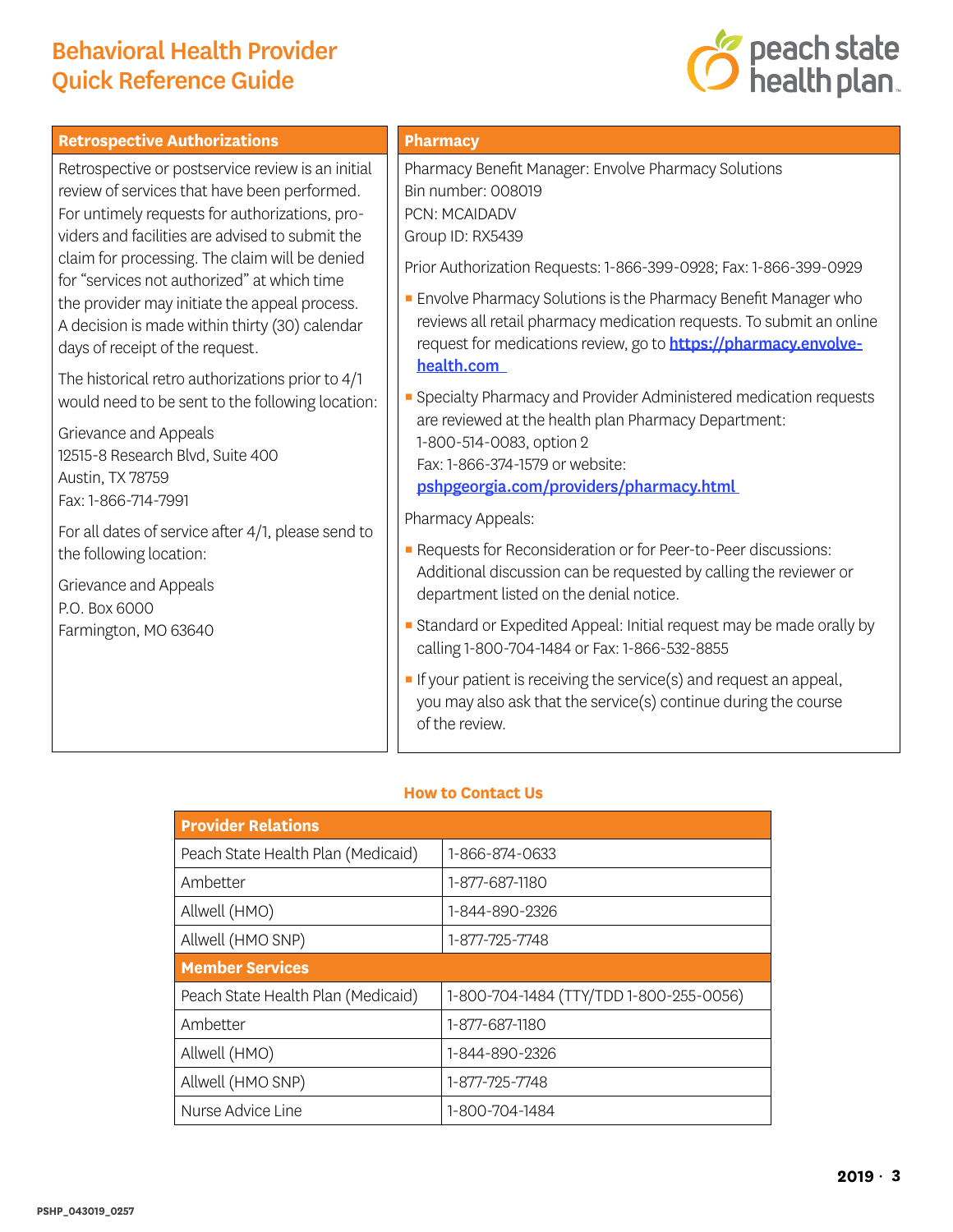# Behavioral Health Provider Quick Reference Guide

## Retrospective Authorizations

Retrospective or postservice review is an initial review of services that have been performed. For untimely requests for authorizations, providers and facilities are advised to submit the claim for processing. The claim will be denied for "services not authorized" at which time the provider may initiate the appeal process. A decision is made within thirty (30) calendar days of receipt of the request.

The historical retro authorizations prior to 4/1 would need to be sent to the following location:

Grievance and Appeals
12515-8 Research Blvd, Suite 400
Austin, TX 78759
Fax: 1-866-714-7991

For all dates of service after 4/1, please send to the following location:

Grievance and Appeals
P.O. Box 6000
Farmington, MO 63640

## Pharmacy

Pharmacy Benefit Manager: Envolve Pharmacy Solutions
Bin number: 008019
PCN: MCAIDADV
Group ID: RX5439

Prior Authorization Requests: 1-866-399-0928; Fax: 1-866-399-0929

- Envolve Pharmacy Solutions is the Pharmacy Benefit Manager who reviews all retail pharmacy medication requests. To submit an online request for medications review, go to **https://pharmacy.envolve-health.com**
- Specialty Pharmacy and Provider Administered medication requests are reviewed at the health plan Pharmacy Department: 1-800-514-0083, option 2
  Fax: 1-866-374-1579 or website: **pshpgeorgia.com/providers/pharmacy.html**

Pharmacy Appeals:

- Requests for Reconsideration or for Peer-to-Peer discussions: Additional discussion can be requested by calling the reviewer or department listed on the denial notice.
- Standard or Expedited Appeal: Initial request may be made orally by calling 1-800-704-1484 or Fax: 1-866-532-8855
- If your patient is receiving the service(s) and request an appeal, you may also ask that the service(s) continue during the course of the review.

## How to Contact Us

| **Provider Relations** | |
|---|---|
| Peach State Health Plan (Medicaid) | 1-866-874-0633 |
| Ambetter | 1-877-687-1180 |
| Allwell (HMO) | 1-844-890-2326 |
| Allwell (HMO SNP) | 1-877-725-7748 |
| **Member Services** | |
| Peach State Health Plan (Medicaid) | 1-800-704-1484 (TTY/TDD 1-800-255-0056) |
| Ambetter | 1-877-687-1180 |
| Allwell (HMO) | 1-844-890-2326 |
| Allwell (HMO SNP) | 1-877-725-7748 |
| Nurse Advice Line | 1-800-704-1484 |

PSHP_043019_0257